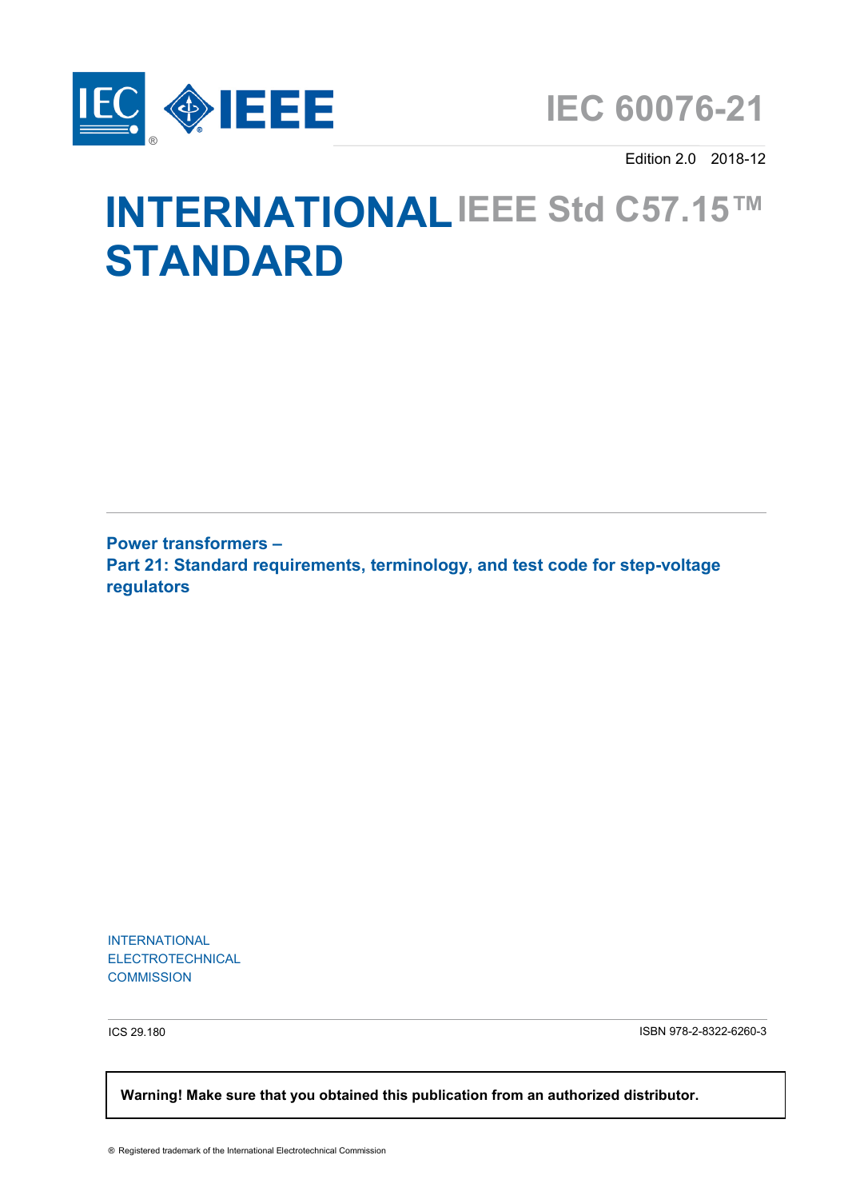IEC IEEE

# IEC 60076-21

Edition 2.0 2018-12

# INTERNATIONAL STANDARD

# IEEE Std C57.15™

## Power transformers – Part 21: Standard requirements, terminology, and test code for step-voltage regulators

INTERNATIONAL ELECTROTECHNICAL COMMISSION

ICS 29.180

ISBN 978-2-8322-6260-3

**Warning! Make sure that you obtained this publication from an authorized distributor.**

® Registered trademark of the International Electrotechnical Commission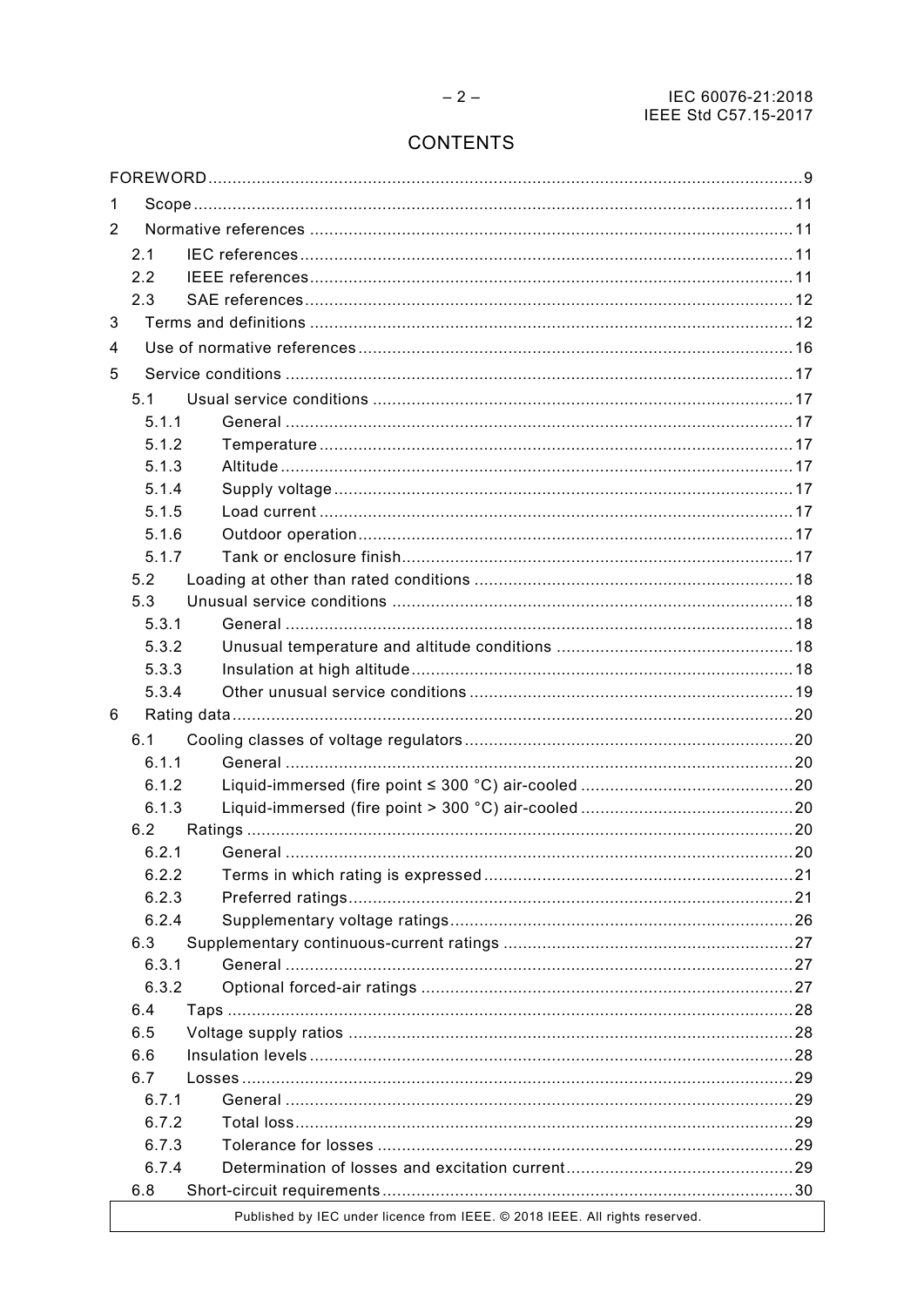# CONTENTS

FOREWORD .......... 9

1 Scope .......... 11

2 Normative references .......... 11

2.1 IEC references .......... 11

2.2 IEEE references .......... 11

2.3 SAE references .......... 12

3 Terms and definitions .......... 12

4 Use of normative references .......... 16

5 Service conditions .......... 17

5.1 Usual service conditions .......... 17

5.1.1 General .......... 17

5.1.2 Temperature .......... 17

5.1.3 Altitude .......... 17

5.1.4 Supply voltage .......... 17

5.1.5 Load current .......... 17

5.1.6 Outdoor operation .......... 17

5.1.7 Tank or enclosure finish .......... 17

5.2 Loading at other than rated conditions .......... 18

5.3 Unusual service conditions .......... 18

5.3.1 General .......... 18

5.3.2 Unusual temperature and altitude conditions .......... 18

5.3.3 Insulation at high altitude .......... 18

5.3.4 Other unusual service conditions .......... 19

6 Rating data .......... 20

6.1 Cooling classes of voltage regulators .......... 20

6.1.1 General .......... 20

6.1.2 Liquid-immersed (fire point ≤ 300 °C) air-cooled .......... 20

6.1.3 Liquid-immersed (fire point > 300 °C) air-cooled .......... 20

6.2 Ratings .......... 20

6.2.1 General .......... 20

6.2.2 Terms in which rating is expressed .......... 21

6.2.3 Preferred ratings .......... 21

6.2.4 Supplementary voltage ratings .......... 26

6.3 Supplementary continuous-current ratings .......... 27

6.3.1 General .......... 27

6.3.2 Optional forced-air ratings .......... 27

6.4 Taps .......... 28

6.5 Voltage supply ratios .......... 28

6.6 Insulation levels .......... 28

6.7 Losses .......... 29

6.7.1 General .......... 29

6.7.2 Total loss .......... 29

6.7.3 Tolerance for losses .......... 29

6.7.4 Determination of losses and excitation current .......... 29

6.8 Short-circuit requirements .......... 30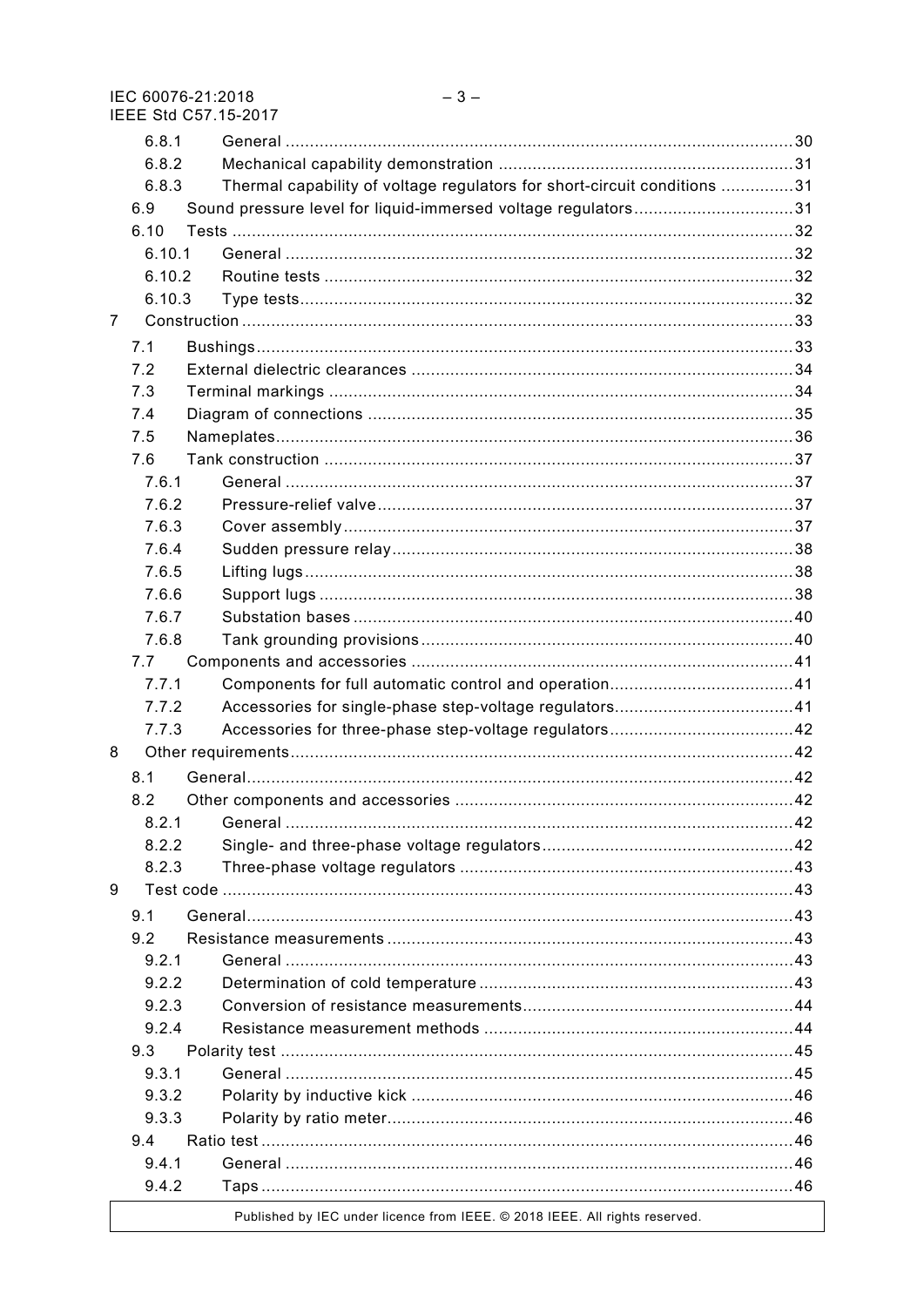6.8.1 General .......................................................................................................30
6.8.2 Mechanical capability demonstration ............................................................31
6.8.3 Thermal capability of voltage regulators for short-circuit conditions ...............31
6.9 Sound pressure level for liquid-immersed voltage regulators.................................31
6.10 Tests ..................................................................................................................32
6.10.1 General .......................................................................................................32
6.10.2 Routine tests ...............................................................................................32
6.10.3 Type tests....................................................................................................32
7 Construction ................................................................................................................33
7.1 Bushings.............................................................................................................33
7.2 External dielectric clearances ..............................................................................34
7.3 Terminal markings ..............................................................................................34
7.4 Diagram of connections .......................................................................................35
7.5 Nameplates.........................................................................................................36
7.6 Tank construction ................................................................................................37
7.6.1 General .......................................................................................................37
7.6.2 Pressure-relief valve.....................................................................................37
7.6.3 Cover assembly............................................................................................37
7.6.4 Sudden pressure relay..................................................................................38
7.6.5 Lifting lugs...................................................................................................38
7.6.6 Support lugs ................................................................................................38
7.6.7 Substation bases ..........................................................................................40
7.6.8 Tank grounding provisions ............................................................................40
7.7 Components and accessories ..............................................................................41
7.7.1 Components for full automatic control and operation......................................41
7.7.2 Accessories for single-phase step-voltage regulators.....................................41
7.7.3 Accessories for three-phase step-voltage regulators......................................42
8 Other requirements.......................................................................................................42
8.1 General................................................................................................................42
8.2 Other components and accessories .....................................................................42
8.2.1 General .......................................................................................................42
8.2.2 Single- and three-phase voltage regulators....................................................42
8.2.3 Three-phase voltage regulators ....................................................................43
9 Test code ....................................................................................................................43
9.1 General................................................................................................................43
9.2 Resistance measurements ...................................................................................43
9.2.1 General .......................................................................................................43
9.2.2 Determination of cold temperature ................................................................43
9.2.3 Conversion of resistance measurements.......................................................44
9.2.4 Resistance measurement methods ...............................................................44
9.3 Polarity test .........................................................................................................45
9.3.1 General .......................................................................................................45
9.3.2 Polarity by inductive kick ..............................................................................46
9.3.3 Polarity by ratio meter...................................................................................46
9.4 Ratio test ............................................................................................................46
9.4.1 General .......................................................................................................46
9.4.2 Taps ............................................................................................................46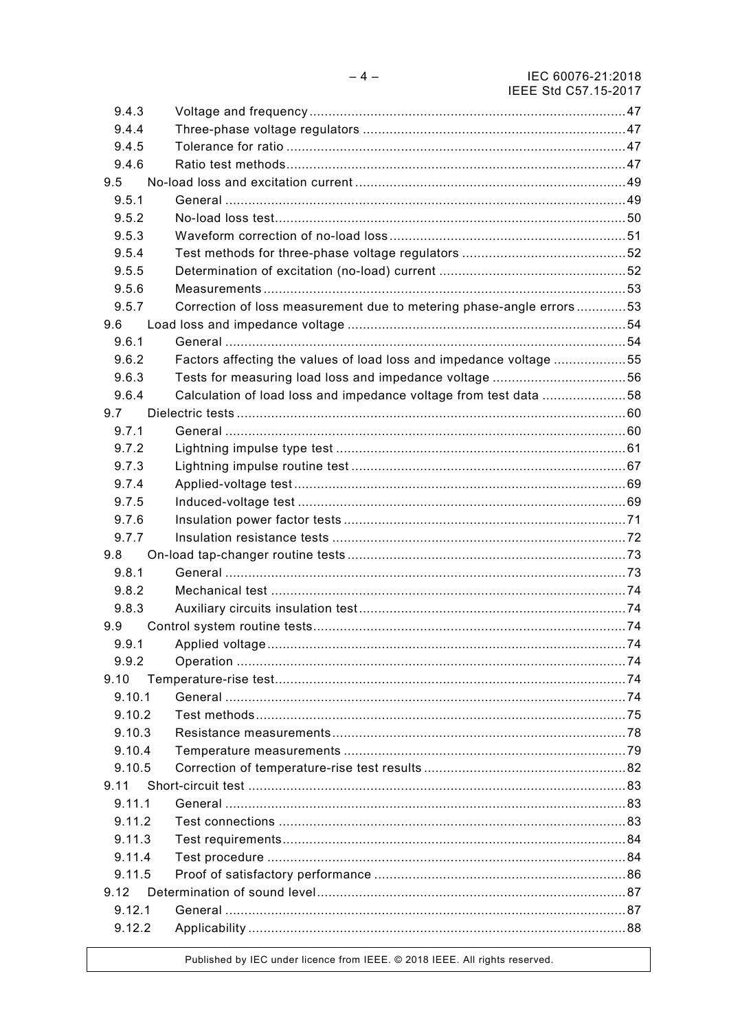9.4.3 Voltage and frequency ..... 47
9.4.4 Three-phase voltage regulators ..... 47
9.4.5 Tolerance for ratio ..... 47
9.4.6 Ratio test methods ..... 47
9.5 No-load loss and excitation current ..... 49
9.5.1 General ..... 49
9.5.2 No-load loss test ..... 50
9.5.3 Waveform correction of no-load loss ..... 51
9.5.4 Test methods for three-phase voltage regulators ..... 52
9.5.5 Determination of excitation (no-load) current ..... 52
9.5.6 Measurements ..... 53
9.5.7 Correction of loss measurement due to metering phase-angle errors ..... 53
9.6 Load loss and impedance voltage ..... 54
9.6.1 General ..... 54
9.6.2 Factors affecting the values of load loss and impedance voltage ..... 55
9.6.3 Tests for measuring load loss and impedance voltage ..... 56
9.6.4 Calculation of load loss and impedance voltage from test data ..... 58
9.7 Dielectric tests ..... 60
9.7.1 General ..... 60
9.7.2 Lightning impulse type test ..... 61
9.7.3 Lightning impulse routine test ..... 67
9.7.4 Applied-voltage test ..... 69
9.7.5 Induced-voltage test ..... 69
9.7.6 Insulation power factor tests ..... 71
9.7.7 Insulation resistance tests ..... 72
9.8 On-load tap-changer routine tests ..... 73
9.8.1 General ..... 73
9.8.2 Mechanical test ..... 74
9.8.3 Auxiliary circuits insulation test ..... 74
9.9 Control system routine tests ..... 74
9.9.1 Applied voltage ..... 74
9.9.2 Operation ..... 74
9.10 Temperature-rise test ..... 74
9.10.1 General ..... 74
9.10.2 Test methods ..... 75
9.10.3 Resistance measurements ..... 78
9.10.4 Temperature measurements ..... 79
9.10.5 Correction of temperature-rise test results ..... 82
9.11 Short-circuit test ..... 83
9.11.1 General ..... 83
9.11.2 Test connections ..... 83
9.11.3 Test requirements ..... 84
9.11.4 Test procedure ..... 84
9.11.5 Proof of satisfactory performance ..... 86
9.12 Determination of sound level ..... 87
9.12.1 General ..... 87
9.12.2 Applicability ..... 88

Published by IEC under licence from IEEE. © 2018 IEEE. All rights reserved.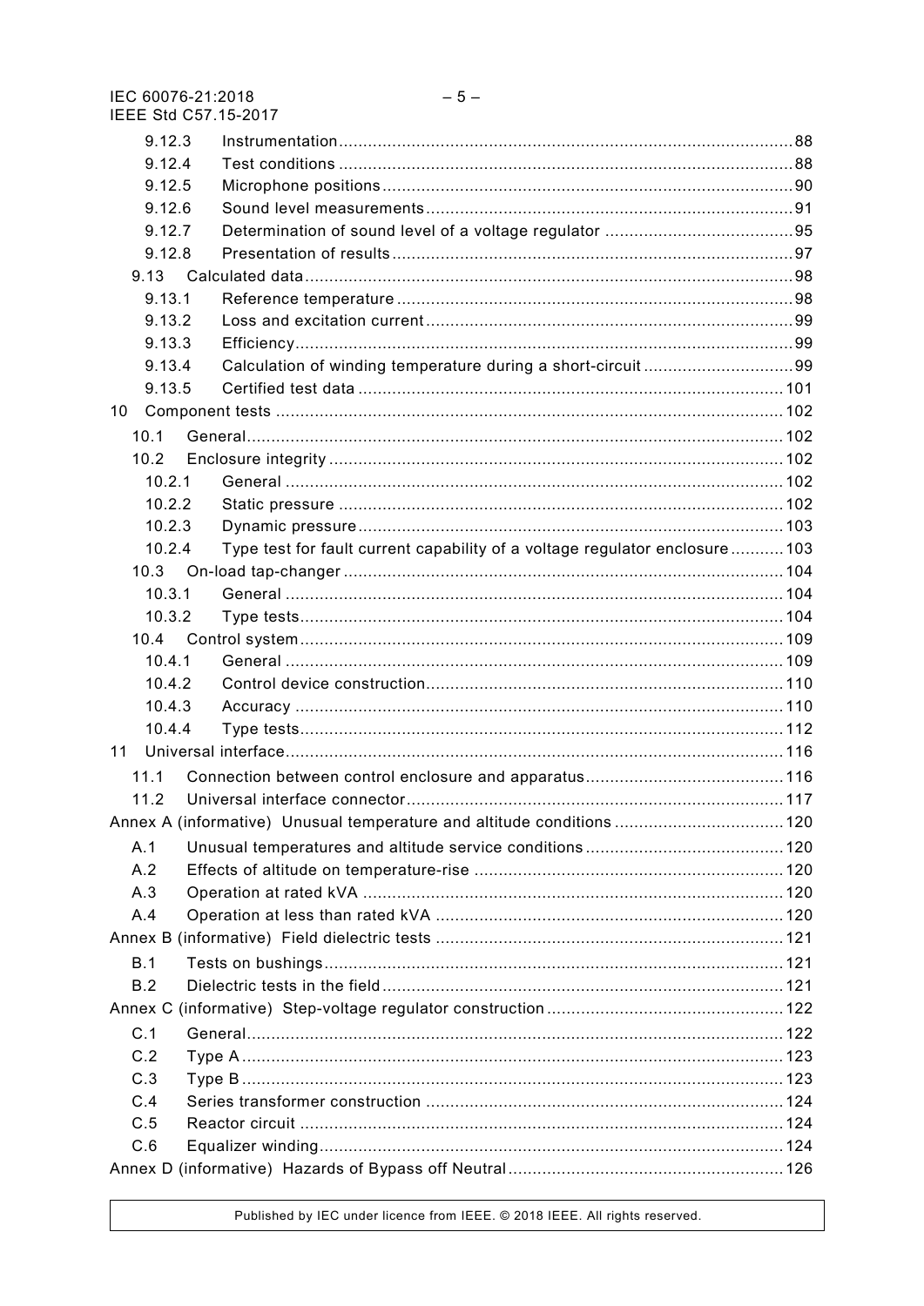9.12.3 Instrumentation ... 88
9.12.4 Test conditions ... 88
9.12.5 Microphone positions ... 90
9.12.6 Sound level measurements ... 91
9.12.7 Determination of sound level of a voltage regulator ... 95
9.12.8 Presentation of results ... 97
9.13 Calculated data ... 98
9.13.1 Reference temperature ... 98
9.13.2 Loss and excitation current ... 99
9.13.3 Efficiency ... 99
9.13.4 Calculation of winding temperature during a short-circuit ... 99
9.13.5 Certified test data ... 101
10 Component tests ... 102
10.1 General ... 102
10.2 Enclosure integrity ... 102
10.2.1 General ... 102
10.2.2 Static pressure ... 102
10.2.3 Dynamic pressure ... 103
10.2.4 Type test for fault current capability of a voltage regulator enclosure ... 103
10.3 On-load tap-changer ... 104
10.3.1 General ... 104
10.3.2 Type tests ... 104
10.4 Control system ... 109
10.4.1 General ... 109
10.4.2 Control device construction ... 110
10.4.3 Accuracy ... 110
10.4.4 Type tests ... 112
11 Universal interface ... 116
11.1 Connection between control enclosure and apparatus ... 116
11.2 Universal interface connector ... 117
Annex A (informative) Unusual temperature and altitude conditions ... 120
A.1 Unusual temperatures and altitude service conditions ... 120
A.2 Effects of altitude on temperature-rise ... 120
A.3 Operation at rated kVA ... 120
A.4 Operation at less than rated kVA ... 120
Annex B (informative) Field dielectric tests ... 121
B.1 Tests on bushings ... 121
B.2 Dielectric tests in the field ... 121
Annex C (informative) Step-voltage regulator construction ... 122
C.1 General ... 122
C.2 Type A ... 123
C.3 Type B ... 123
C.4 Series transformer construction ... 124
C.5 Reactor circuit ... 124
C.6 Equalizer winding ... 124
Annex D (informative) Hazards of Bypass off Neutral ... 126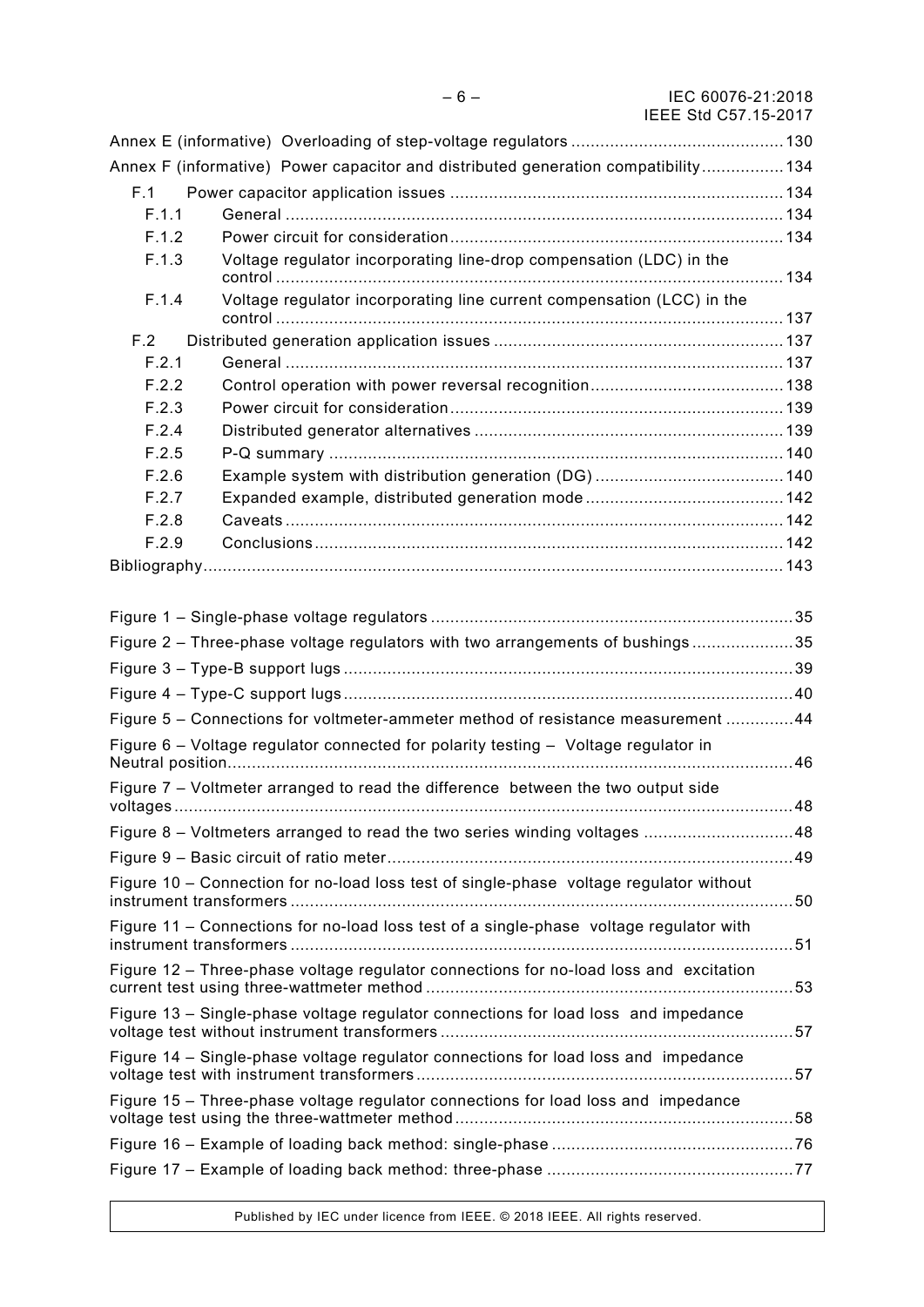Annex E (informative) Overloading of step-voltage regulators ............................................ 130
Annex F (informative) Power capacitor and distributed generation compatibility ................. 134

F.1 Power capacitor application issues ..................................................................... 134
F.1.1 General ....................................................................................................... 134
F.1.2 Power circuit for consideration ..................................................................... 134
F.1.3 Voltage regulator incorporating line-drop compensation (LDC) in the control ......................................................................................................... 134
F.1.4 Voltage regulator incorporating line current compensation (LCC) in the control ......................................................................................................... 137
F.2 Distributed generation application issues ............................................................ 137
F.2.1 General ....................................................................................................... 137
F.2.2 Control operation with power reversal recognition ........................................ 138
F.2.3 Power circuit for consideration ..................................................................... 139
F.2.4 Distributed generator alternatives ................................................................ 139
F.2.5 P-Q summary .............................................................................................. 140
F.2.6 Example system with distribution generation (DG) ....................................... 140
F.2.7 Expanded example, distributed generation mode ......................................... 142
F.2.8 Caveats ....................................................................................................... 142
F.2.9 Conclusions ................................................................................................. 142
Bibliography ........................................................................................................................ 143

Figure 1 – Single-phase voltage regulators ........................................................................... 35
Figure 2 – Three-phase voltage regulators with two arrangements of bushings ...................... 35
Figure 3 – Type-B support lugs ............................................................................................. 39
Figure 4 – Type-C support lugs ............................................................................................. 40
Figure 5 – Connections for voltmeter-ammeter method of resistance measurement .............. 44
Figure 6 – Voltage regulator connected for polarity testing – Voltage regulator in Neutral position ..................................................................................................................... 46
Figure 7 – Voltmeter arranged to read the difference between the two output side voltages ................................................................................................................................ 48
Figure 8 – Voltmeters arranged to read the two series winding voltages ............................... 48
Figure 9 – Basic circuit of ratio meter .................................................................................... 49
Figure 10 – Connection for no-load loss test of single-phase voltage regulator without instrument transformers ........................................................................................................ 50
Figure 11 – Connections for no-load loss test of a single-phase voltage regulator with instrument transformers ........................................................................................................ 51
Figure 12 – Three-phase voltage regulator connections for no-load loss and excitation current test using three-wattmeter method ............................................................................ 53
Figure 13 – Single-phase voltage regulator connections for load loss and impedance voltage test without instrument transformers ......................................................................... 57
Figure 14 – Single-phase voltage regulator connections for load loss and impedance voltage test with instrument transformers .............................................................................. 57
Figure 15 – Three-phase voltage regulator connections for load loss and impedance voltage test using the three-wattmeter method ...................................................................... 58
Figure 16 – Example of loading back method: single-phase .................................................. 76
Figure 17 – Example of loading back method: three-phase ................................................... 77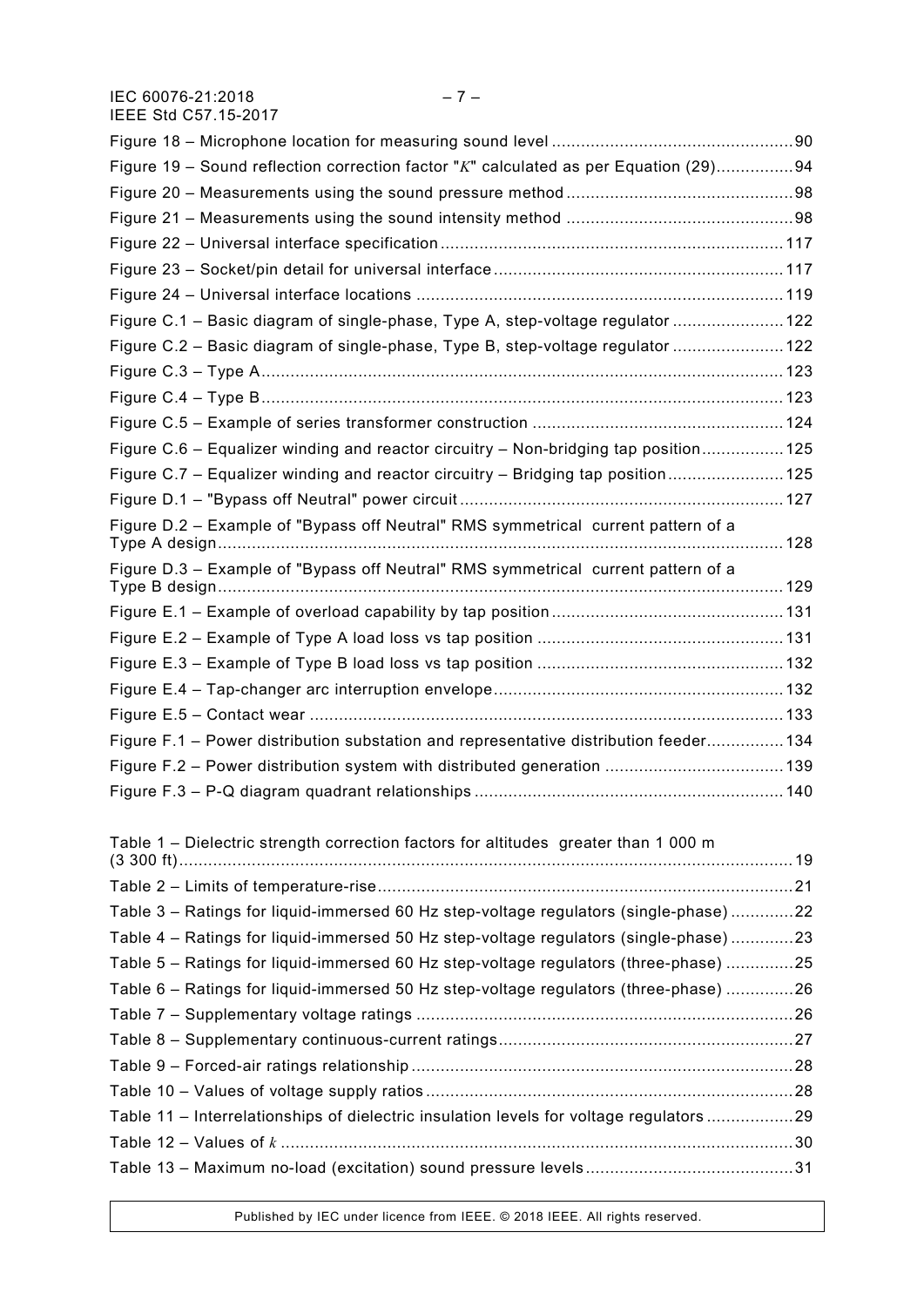Figure 18 – Microphone location for measuring sound level .................................................90

Figure 19 – Sound reflection correction factor "$K$" calculated as per Equation (29)................94

Figure 20 – Measurements using the sound pressure method ..............................................98

Figure 21 – Measurements using the sound intensity method ..............................................98

Figure 22 – Universal interface specification ......................................................................117

Figure 23 – Socket/pin detail for universal interface ...........................................................117

Figure 24 – Universal interface locations ...........................................................................119

Figure C.1 – Basic diagram of single-phase, Type A, step-voltage regulator .......................122

Figure C.2 – Basic diagram of single-phase, Type B, step-voltage regulator .......................122

Figure C.3 – Type A..........................................................................................................123

Figure C.4 – Type B..........................................................................................................123

Figure C.5 – Example of series transformer construction ....................................................124

Figure C.6 – Equalizer winding and reactor circuitry – Non-bridging tap position.................125

Figure C.7 – Equalizer winding and reactor circuitry – Bridging tap position........................125

Figure D.1 – "Bypass off Neutral" power circuit ..................................................................127

Figure D.2 – Example of "Bypass off Neutral" RMS symmetrical current pattern of a Type A design....................................................................................................................128

Figure D.3 – Example of "Bypass off Neutral" RMS symmetrical current pattern of a Type B design....................................................................................................................129

Figure E.1 – Example of overload capability by tap position ...............................................131

Figure E.2 – Example of Type A load loss vs tap position ..................................................131

Figure E.3 – Example of Type B load loss vs tap position ..................................................132

Figure E.4 – Tap-changer arc interruption envelope...........................................................132

Figure E.5 – Contact wear .................................................................................................133

Figure F.1 – Power distribution substation and representative distribution feeder................134

Figure F.2 – Power distribution system with distributed generation .....................................139

Figure F.3 – P-Q diagram quadrant relationships ...............................................................140

Table 1 – Dielectric strength correction factors for altitudes greater than 1 000 m (3 300 ft)..............................................................................................................................19

Table 2 – Limits of temperature-rise.....................................................................................21

Table 3 – Ratings for liquid-immersed 60 Hz step-voltage regulators (single-phase) .............22

Table 4 – Ratings for liquid-immersed 50 Hz step-voltage regulators (single-phase) .............23

Table 5 – Ratings for liquid-immersed 60 Hz step-voltage regulators (three-phase) ..............25

Table 6 – Ratings for liquid-immersed 50 Hz step-voltage regulators (three-phase) ..............26

Table 7 – Supplementary voltage ratings .............................................................................26

Table 8 – Supplementary continuous-current ratings............................................................27

Table 9 – Forced-air ratings relationship ..............................................................................28

Table 10 – Values of voltage supply ratios ...........................................................................28

Table 11 – Interrelationships of dielectric insulation levels for voltage regulators ..................29

Table 12 – Values of $k$ .........................................................................................................30

Table 13 – Maximum no-load (excitation) sound pressure levels ..........................................31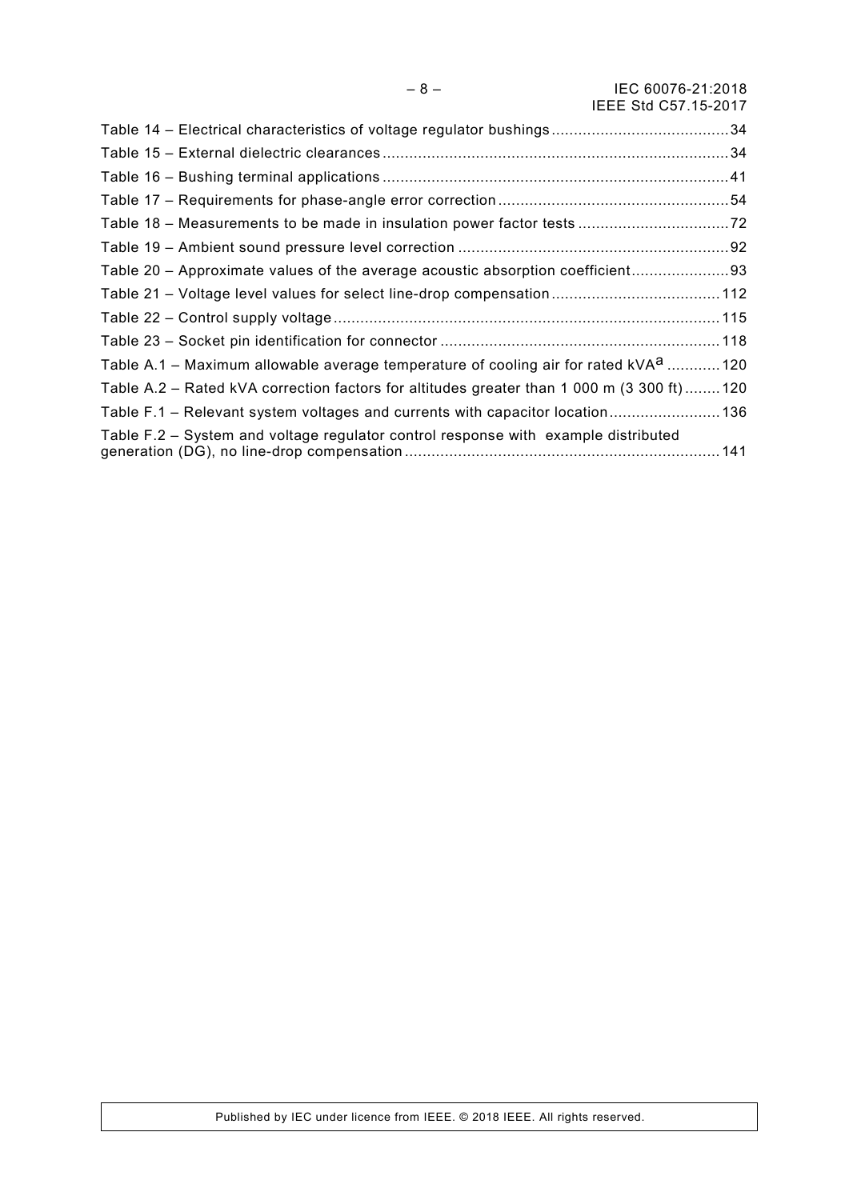Table 14 – Electrical characteristics of voltage regulator bushings ........................................ 34
Table 15 – External dielectric clearances ............................................................................. 34
Table 16 – Bushing terminal applications ............................................................................. 41
Table 17 – Requirements for phase-angle error correction ................................................... 54
Table 18 – Measurements to be made in insulation power factor tests .................................. 72
Table 19 – Ambient sound pressure level correction ............................................................ 92
Table 20 – Approximate values of the average acoustic absorption coefficient ...................... 93
Table 21 – Voltage level values for select line-drop compensation ...................................... 112
Table 22 – Control supply voltage ...................................................................................... 115
Table 23 – Socket pin identification for connector .............................................................. 118
Table A.1 – Maximum allowable average temperature of cooling air for rated kVA[a] ............ 120
Table A.2 – Rated kVA correction factors for altitudes greater than 1 000 m (3 300 ft) ........ 120
Table F.1 – Relevant system voltages and currents with capacitor location ......................... 136
Table F.2 – System and voltage regulator control response with example distributed generation (DG), no line-drop compensation ....................................................................... 141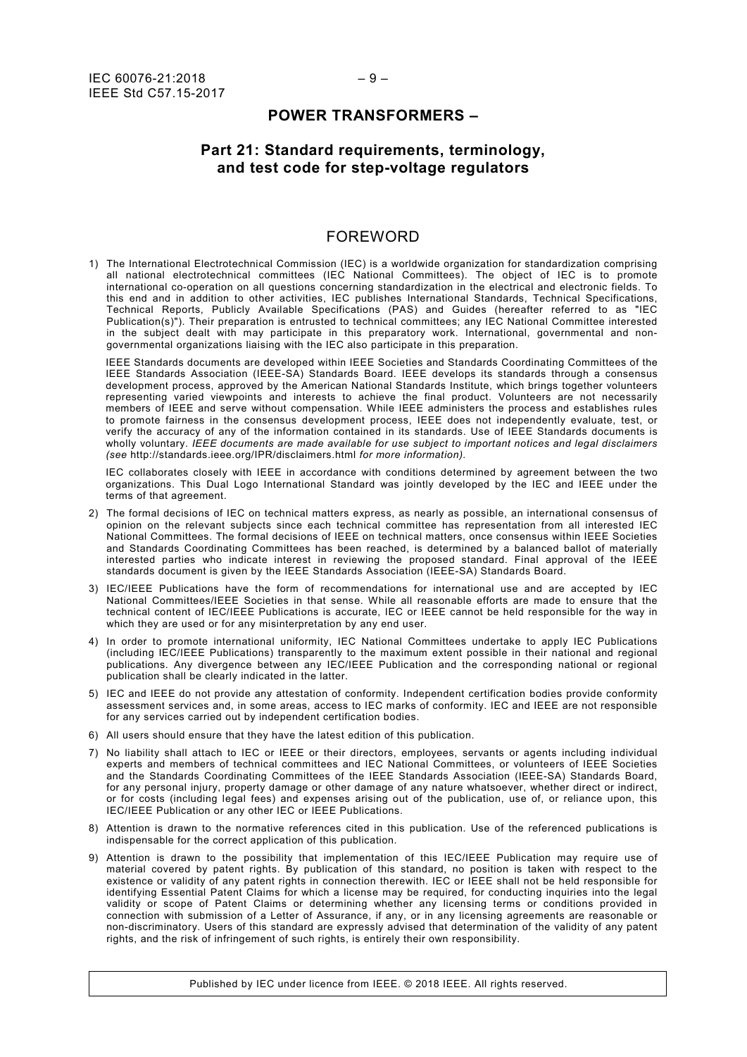## POWER TRANSFORMERS –

### Part 21: Standard requirements, terminology, and test code for step-voltage regulators

## FOREWORD

1) The International Electrotechnical Commission (IEC) is a worldwide organization for standardization comprising all national electrotechnical committees (IEC National Committees). The object of IEC is to promote international co-operation on all questions concerning standardization in the electrical and electronic fields. To this end and in addition to other activities, IEC publishes International Standards, Technical Specifications, Technical Reports, Publicly Available Specifications (PAS) and Guides (hereafter referred to as "IEC Publication(s)"). Their preparation is entrusted to technical committees; any IEC National Committee interested in the subject dealt with may participate in this preparatory work. International, governmental and non-governmental organizations liaising with the IEC also participate in this preparation.

   IEEE Standards documents are developed within IEEE Societies and Standards Coordinating Committees of the IEEE Standards Association (IEEE-SA) Standards Board. IEEE develops its standards through a consensus development process, approved by the American National Standards Institute, which brings together volunteers representing varied viewpoints and interests to achieve the final product. Volunteers are not necessarily members of IEEE and serve without compensation. While IEEE administers the process and establishes rules to promote fairness in the consensus development process, IEEE does not independently evaluate, test, or verify the accuracy of any of the information contained in its standards. Use of IEEE Standards documents is wholly voluntary. *IEEE documents are made available for use subject to important notices and legal disclaimers (see* http://standards.ieee.org/IPR/disclaimers.html *for more information).*

   IEC collaborates closely with IEEE in accordance with conditions determined by agreement between the two organizations. This Dual Logo International Standard was jointly developed by the IEC and IEEE under the terms of that agreement.

2) The formal decisions of IEC on technical matters express, as nearly as possible, an international consensus of opinion on the relevant subjects since each technical committee has representation from all interested IEC National Committees. The formal decisions of IEEE on technical matters, once consensus within IEEE Societies and Standards Coordinating Committees has been reached, is determined by a balanced ballot of materially interested parties who indicate interest in reviewing the proposed standard. Final approval of the IEEE standards document is given by the IEEE Standards Association (IEEE-SA) Standards Board.

3) IEC/IEEE Publications have the form of recommendations for international use and are accepted by IEC National Committees/IEEE Societies in that sense. While all reasonable efforts are made to ensure that the technical content of IEC/IEEE Publications is accurate, IEC or IEEE cannot be held responsible for the way in which they are used or for any misinterpretation by any end user.

4) In order to promote international uniformity, IEC National Committees undertake to apply IEC Publications (including IEC/IEEE Publications) transparently to the maximum extent possible in their national and regional publications. Any divergence between any IEC/IEEE Publication and the corresponding national or regional publication shall be clearly indicated in the latter.

5) IEC and IEEE do not provide any attestation of conformity. Independent certification bodies provide conformity assessment services and, in some areas, access to IEC marks of conformity. IEC and IEEE are not responsible for any services carried out by independent certification bodies.

6) All users should ensure that they have the latest edition of this publication.

7) No liability shall attach to IEC or IEEE or their directors, employees, servants or agents including individual experts and members of technical committees and IEC National Committees, or volunteers of IEEE Societies and the Standards Coordinating Committees of the IEEE Standards Association (IEEE-SA) Standards Board, for any personal injury, property damage or other damage of any nature whatsoever, whether direct or indirect, or for costs (including legal fees) and expenses arising out of the publication, use of, or reliance upon, this IEC/IEEE Publication or any other IEC or IEEE Publications.

8) Attention is drawn to the normative references cited in this publication. Use of the referenced publications is indispensable for the correct application of this publication.

9) Attention is drawn to the possibility that implementation of this IEC/IEEE Publication may require use of material covered by patent rights. By publication of this standard, no position is taken with respect to the existence or validity of any patent rights in connection therewith. IEC or IEEE shall not be held responsible for identifying Essential Patent Claims for which a license may be required, for conducting inquiries into the legal validity or scope of Patent Claims or determining whether any licensing terms or conditions provided in connection with submission of a Letter of Assurance, if any, or in any licensing agreements are reasonable or non-discriminatory. Users of this standard are expressly advised that determination of the validity of any patent rights, and the risk of infringement of such rights, is entirely their own responsibility.

Published by IEC under licence from IEEE. © 2018 IEEE. All rights reserved.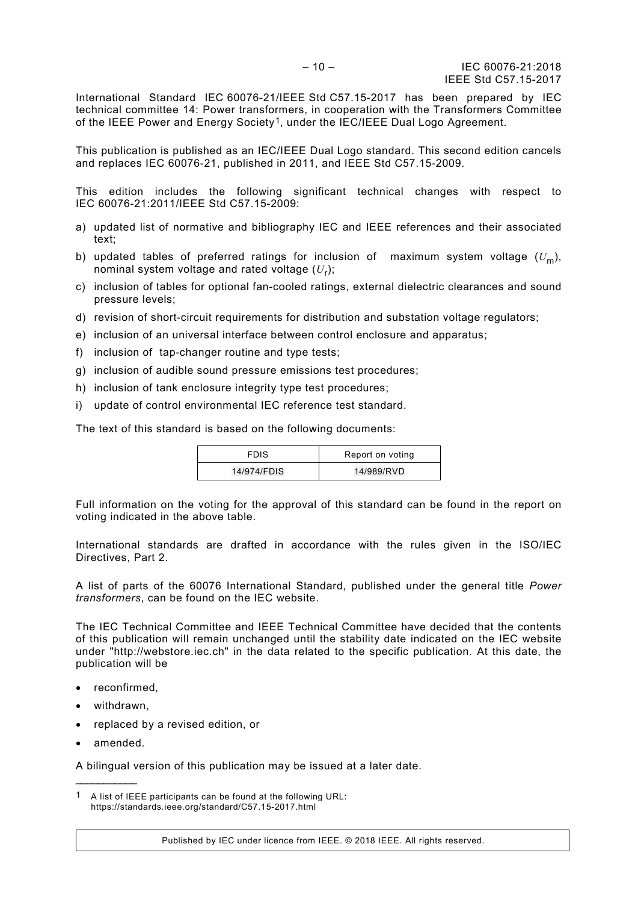International Standard IEC 60076-21/IEEE Std C57.15-2017 has been prepared by IEC technical committee 14: Power transformers, in cooperation with the Transformers Committee of the IEEE Power and Energy Society[1], under the IEC/IEEE Dual Logo Agreement.

This publication is published as an IEC/IEEE Dual Logo standard. This second edition cancels and replaces IEC 60076-21, published in 2011, and IEEE Std C57.15-2009.

This edition includes the following significant technical changes with respect to IEC 60076-21:2011/IEEE Std C57.15-2009:

a) updated list of normative and bibliography IEC and IEEE references and their associated text;
b) updated tables of preferred ratings for inclusion of maximum system voltage ($U_m$), nominal system voltage and rated voltage ($U_r$);
c) inclusion of tables for optional fan-cooled ratings, external dielectric clearances and sound pressure levels;
d) revision of short-circuit requirements for distribution and substation voltage regulators;
e) inclusion of an universal interface between control enclosure and apparatus;
f) inclusion of tap-changer routine and type tests;
g) inclusion of audible sound pressure emissions test procedures;
h) inclusion of tank enclosure integrity type test procedures;
i) update of control environmental IEC reference test standard.

The text of this standard is based on the following documents:

| FDIS | Report on voting |
|---|---|
| 14/974/FDIS | 14/989/RVD |

Full information on the voting for the approval of this standard can be found in the report on voting indicated in the above table.

International standards are drafted in accordance with the rules given in the ISO/IEC Directives, Part 2.

A list of parts of the 60076 International Standard, published under the general title *Power transformers*, can be found on the IEC website.

The IEC Technical Committee and IEEE Technical Committee have decided that the contents of this publication will remain unchanged until the stability date indicated on the IEC website under "http://webstore.iec.ch" in the data related to the specific publication. At this date, the publication will be

- reconfirmed,
- withdrawn,
- replaced by a revised edition, or
- amended.

A bilingual version of this publication may be issued at a later date.

---

[1] A list of IEEE participants can be found at the following URL: https://standards.ieee.org/standard/C57.15-2017.html

Published by IEC under licence from IEEE. © 2018 IEEE. All rights reserved.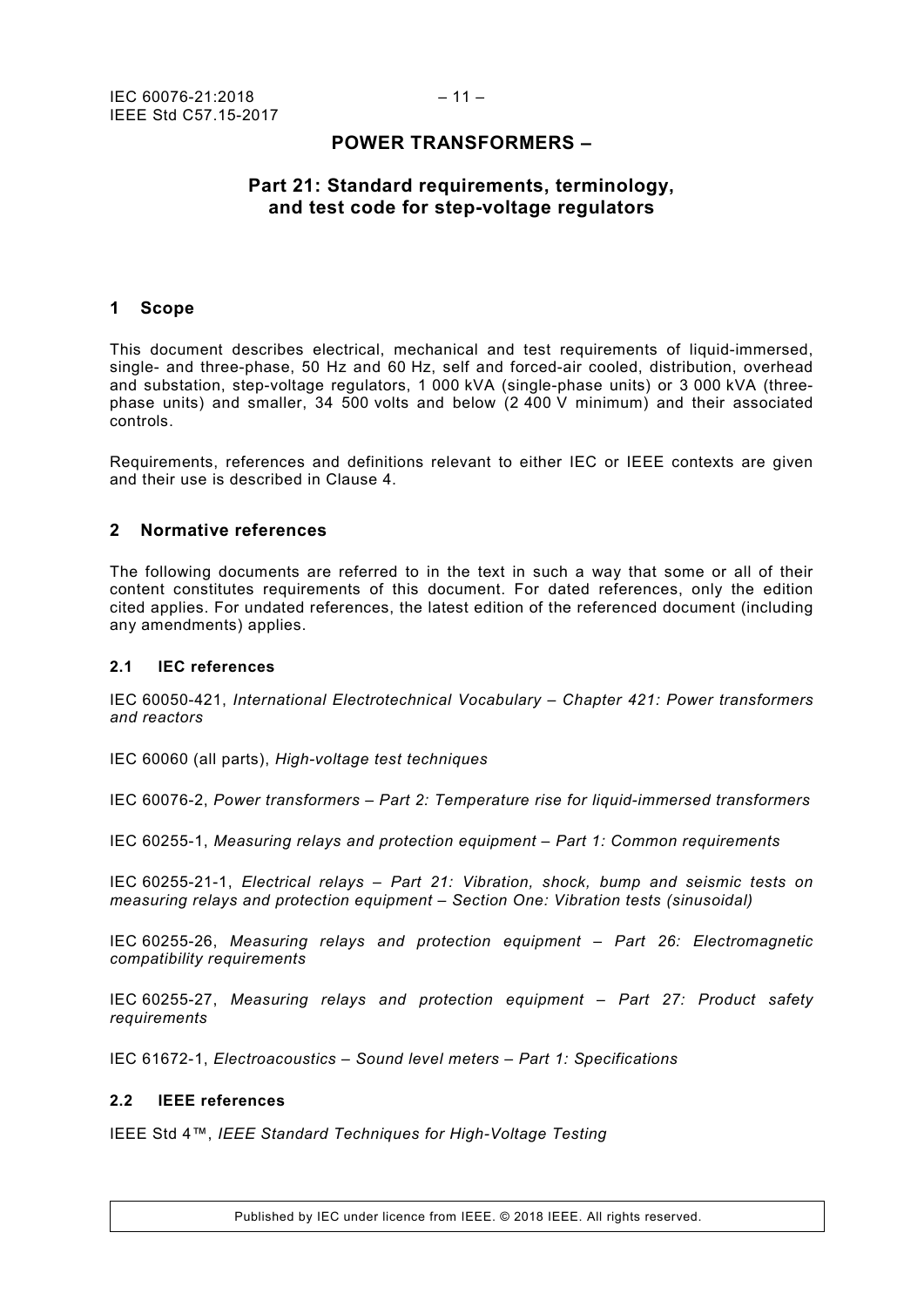# POWER TRANSFORMERS –

# Part 21: Standard requirements, terminology, and test code for step-voltage regulators

## 1 Scope

This document describes electrical, mechanical and test requirements of liquid-immersed, single- and three-phase, 50 Hz and 60 Hz, self and forced-air cooled, distribution, overhead and substation, step-voltage regulators, 1 000 kVA (single-phase units) or 3 000 kVA (three-phase units) and smaller, 34 500 volts and below (2 400 V minimum) and their associated controls.

Requirements, references and definitions relevant to either IEC or IEEE contexts are given and their use is described in Clause 4.

## 2 Normative references

The following documents are referred to in the text in such a way that some or all of their content constitutes requirements of this document. For dated references, only the edition cited applies. For undated references, the latest edition of the referenced document (including any amendments) applies.

### 2.1 IEC references

IEC 60050-421, *International Electrotechnical Vocabulary – Chapter 421: Power transformers and reactors*

IEC 60060 (all parts), *High-voltage test techniques*

IEC 60076-2, *Power transformers – Part 2: Temperature rise for liquid-immersed transformers*

IEC 60255-1, *Measuring relays and protection equipment – Part 1: Common requirements*

IEC 60255-21-1, *Electrical relays – Part 21: Vibration, shock, bump and seismic tests on measuring relays and protection equipment – Section One: Vibration tests (sinusoidal)*

IEC 60255-26, *Measuring relays and protection equipment – Part 26: Electromagnetic compatibility requirements*

IEC 60255-27, *Measuring relays and protection equipment – Part 27: Product safety requirements*

IEC 61672-1, *Electroacoustics – Sound level meters – Part 1: Specifications*

### 2.2 IEEE references

IEEE Std 4™, *IEEE Standard Techniques for High-Voltage Testing*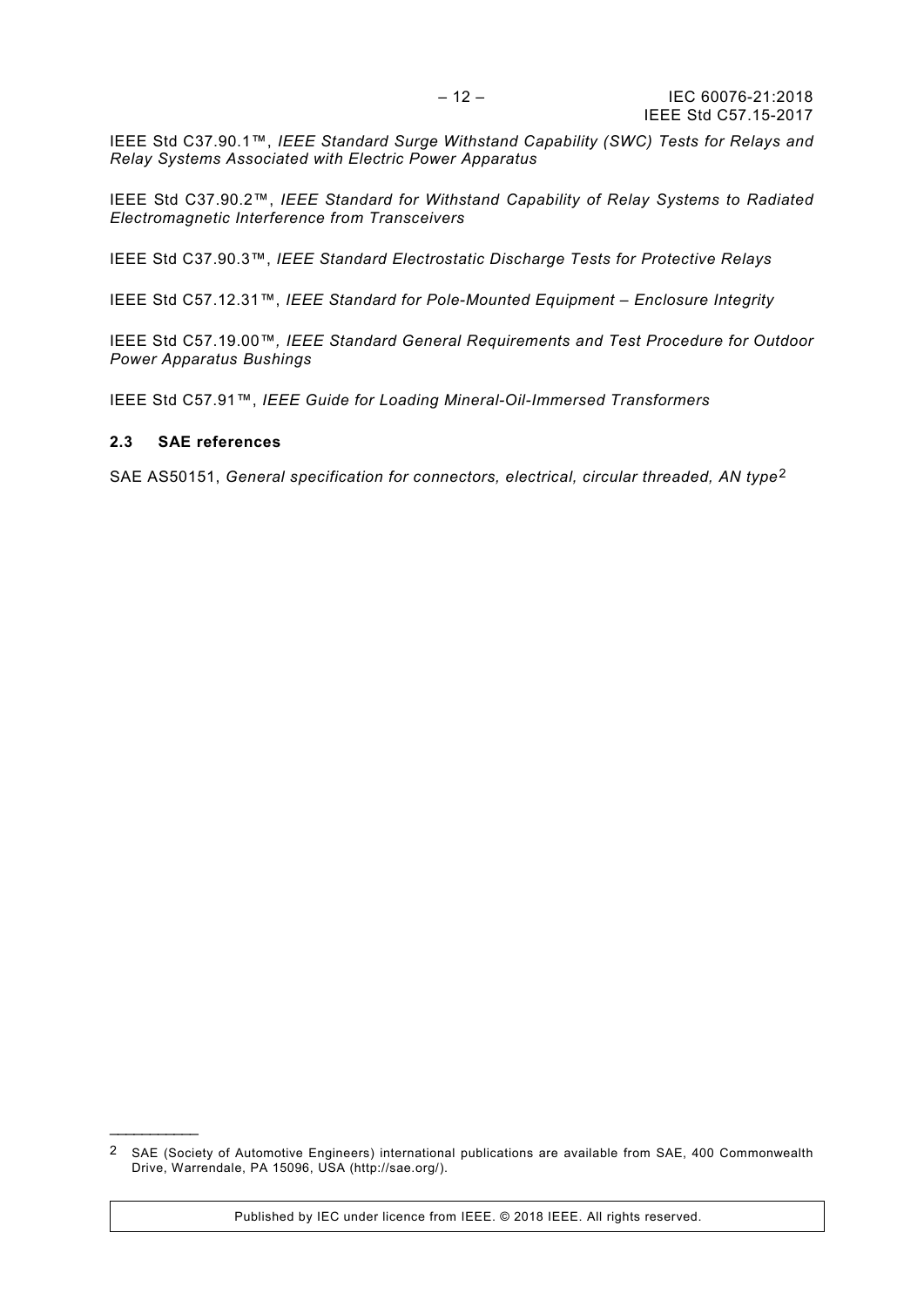IEEE Std C37.90.1™, *IEEE Standard Surge Withstand Capability (SWC) Tests for Relays and Relay Systems Associated with Electric Power Apparatus*

IEEE Std C37.90.2™, *IEEE Standard for Withstand Capability of Relay Systems to Radiated Electromagnetic Interference from Transceivers*

IEEE Std C37.90.3™, *IEEE Standard Electrostatic Discharge Tests for Protective Relays*

IEEE Std C57.12.31™, *IEEE Standard for Pole-Mounted Equipment – Enclosure Integrity*

IEEE Std C57.19.00™*, IEEE Standard General Requirements and Test Procedure for Outdoor Power Apparatus Bushings*

IEEE Std C57.91™, *IEEE Guide for Loading Mineral-Oil-Immersed Transformers*

### 2.3 SAE references

SAE AS50151, *General specification for connectors, electrical, circular threaded, AN type*[2]

---

[2] SAE (Society of Automotive Engineers) international publications are available from SAE, 400 Commonwealth Drive, Warrendale, PA 15096, USA (http://sae.org/).

Published by IEC under licence from IEEE. © 2018 IEEE. All rights reserved.